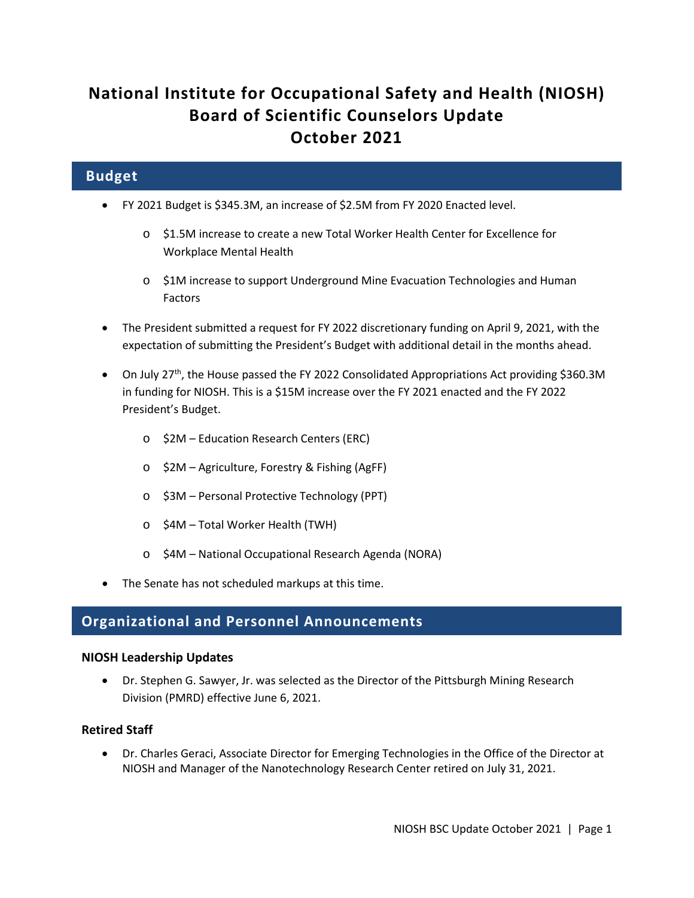# National Institute for Occupational Safety and Health (NIOSH) Board of Scientific Counselors Update October 2021

## Budget

- FY 2021 Budget is $345.3M, an increase of $2.5M from FY 2020 Enacted level.
  - $1.5M increase to create a new Total Worker Health Center for Excellence for Workplace Mental Health
  - $1M increase to support Underground Mine Evacuation Technologies and Human Factors
- The President submitted a request for FY 2022 discretionary funding on April 9, 2021, with the expectation of submitting the President's Budget with additional detail in the months ahead.
- On July 27th, the House passed the FY 2022 Consolidated Appropriations Act providing $360.3M in funding for NIOSH. This is a $15M increase over the FY 2021 enacted and the FY 2022 President's Budget.
  - $2M – Education Research Centers (ERC)
  - $2M – Agriculture, Forestry & Fishing (AgFF)
  - $3M – Personal Protective Technology (PPT)
  - $4M – Total Worker Health (TWH)
  - $4M – National Occupational Research Agenda (NORA)
- The Senate has not scheduled markups at this time.

## Organizational and Personnel Announcements

### NIOSH Leadership Updates

- Dr. Stephen G. Sawyer, Jr. was selected as the Director of the Pittsburgh Mining Research Division (PMRD) effective June 6, 2021.

### Retired Staff

- Dr. Charles Geraci, Associate Director for Emerging Technologies in the Office of the Director at NIOSH and Manager of the Nanotechnology Research Center retired on July 31, 2021.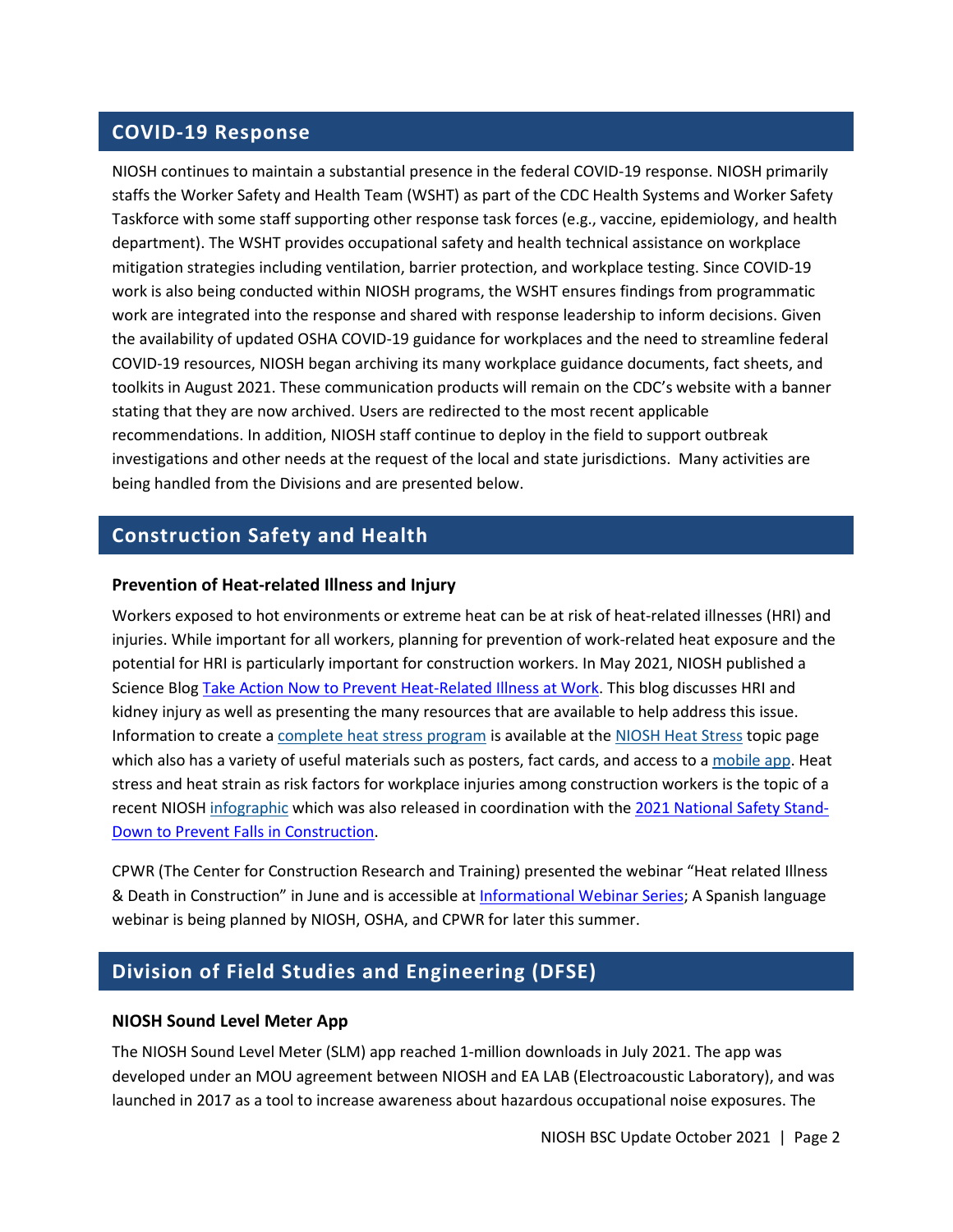## COVID-19 Response

NIOSH continues to maintain a substantial presence in the federal COVID-19 response. NIOSH primarily staffs the Worker Safety and Health Team (WSHT) as part of the CDC Health Systems and Worker Safety Taskforce with some staff supporting other response task forces (e.g., vaccine, epidemiology, and health department). The WSHT provides occupational safety and health technical assistance on workplace mitigation strategies including ventilation, barrier protection, and workplace testing. Since COVID-19 work is also being conducted within NIOSH programs, the WSHT ensures findings from programmatic work are integrated into the response and shared with response leadership to inform decisions. Given the availability of updated OSHA COVID-19 guidance for workplaces and the need to streamline federal COVID-19 resources, NIOSH began archiving its many workplace guidance documents, fact sheets, and toolkits in August 2021. These communication products will remain on the CDC's website with a banner stating that they are now archived. Users are redirected to the most recent applicable recommendations. In addition, NIOSH staff continue to deploy in the field to support outbreak investigations and other needs at the request of the local and state jurisdictions. Many activities are being handled from the Divisions and are presented below.

## Construction Safety and Health

### Prevention of Heat-related Illness and Injury

Workers exposed to hot environments or extreme heat can be at risk of heat-related illnesses (HRI) and injuries. While important for all workers, planning for prevention of work-related heat exposure and the potential for HRI is particularly important for construction workers. In May 2021, NIOSH published a Science Blog Take Action Now to Prevent Heat-Related Illness at Work. This blog discusses HRI and kidney injury as well as presenting the many resources that are available to help address this issue. Information to create a complete heat stress program is available at the NIOSH Heat Stress topic page which also has a variety of useful materials such as posters, fact cards, and access to a mobile app. Heat stress and heat strain as risk factors for workplace injuries among construction workers is the topic of a recent NIOSH infographic which was also released in coordination with the 2021 National Safety Stand-Down to Prevent Falls in Construction.

CPWR (The Center for Construction Research and Training) presented the webinar "Heat related Illness & Death in Construction" in June and is accessible at Informational Webinar Series; A Spanish language webinar is being planned by NIOSH, OSHA, and CPWR for later this summer.

## Division of Field Studies and Engineering (DFSE)

### NIOSH Sound Level Meter App

The NIOSH Sound Level Meter (SLM) app reached 1-million downloads in July 2021. The app was developed under an MOU agreement between NIOSH and EA LAB (Electroacoustic Laboratory), and was launched in 2017 as a tool to increase awareness about hazardous occupational noise exposures. The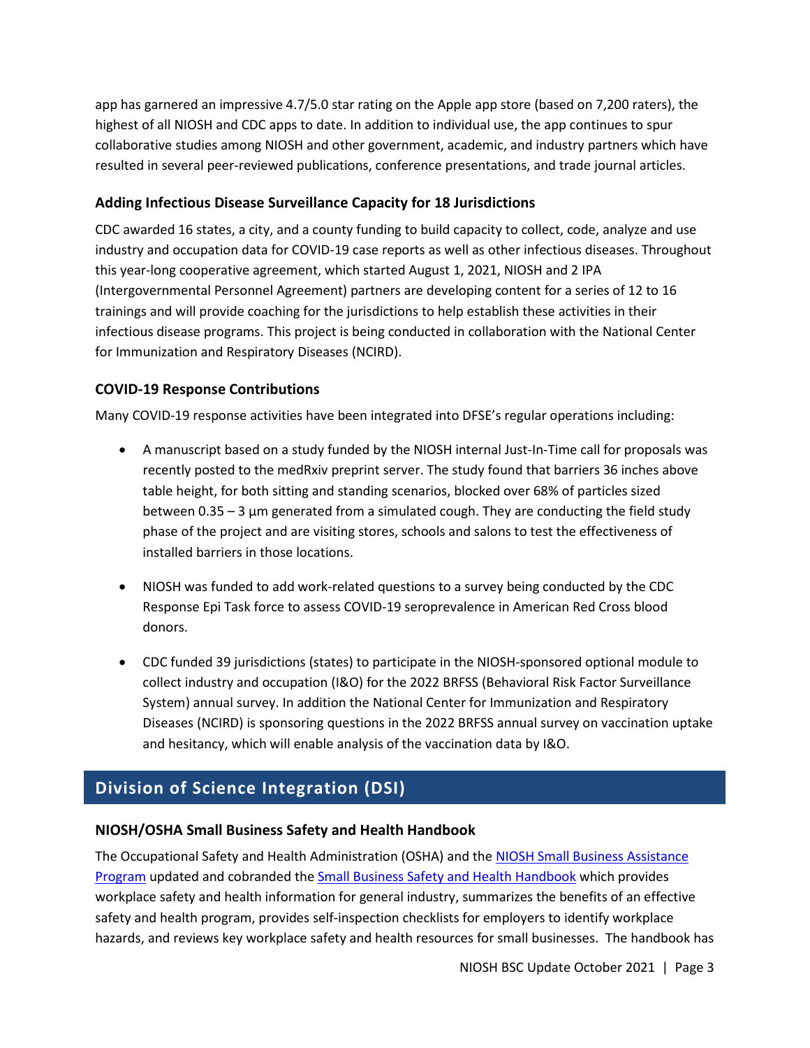app has garnered an impressive 4.7/5.0 star rating on the Apple app store (based on 7,200 raters), the highest of all NIOSH and CDC apps to date. In addition to individual use, the app continues to spur collaborative studies among NIOSH and other government, academic, and industry partners which have resulted in several peer-reviewed publications, conference presentations, and trade journal articles.

### Adding Infectious Disease Surveillance Capacity for 18 Jurisdictions

CDC awarded 16 states, a city, and a county funding to build capacity to collect, code, analyze and use industry and occupation data for COVID-19 case reports as well as other infectious diseases. Throughout this year-long cooperative agreement, which started August 1, 2021, NIOSH and 2 IPA (Intergovernmental Personnel Agreement) partners are developing content for a series of 12 to 16 trainings and will provide coaching for the jurisdictions to help establish these activities in their infectious disease programs. This project is being conducted in collaboration with the National Center for Immunization and Respiratory Diseases (NCIRD).

### COVID-19 Response Contributions

Many COVID-19 response activities have been integrated into DFSE's regular operations including:

- A manuscript based on a study funded by the NIOSH internal Just-In-Time call for proposals was recently posted to the medRxiv preprint server. The study found that barriers 36 inches above table height, for both sitting and standing scenarios, blocked over 68% of particles sized between 0.35 – 3 µm generated from a simulated cough. They are conducting the field study phase of the project and are visiting stores, schools and salons to test the effectiveness of installed barriers in those locations.
- NIOSH was funded to add work-related questions to a survey being conducted by the CDC Response Epi Task force to assess COVID-19 seroprevalence in American Red Cross blood donors.
- CDC funded 39 jurisdictions (states) to participate in the NIOSH-sponsored optional module to collect industry and occupation (I&O) for the 2022 BRFSS (Behavioral Risk Factor Surveillance System) annual survey. In addition the National Center for Immunization and Respiratory Diseases (NCIRD) is sponsoring questions in the 2022 BRFSS annual survey on vaccination uptake and hesitancy, which will enable analysis of the vaccination data by I&O.

## Division of Science Integration (DSI)

### NIOSH/OSHA Small Business Safety and Health Handbook

The Occupational Safety and Health Administration (OSHA) and the [NIOSH Small Business Assistance Program] updated and cobranded the [Small Business Safety and Health Handbook] which provides workplace safety and health information for general industry, summarizes the benefits of an effective safety and health program, provides self-inspection checklists for employers to identify workplace hazards, and reviews key workplace safety and health resources for small businesses. The handbook has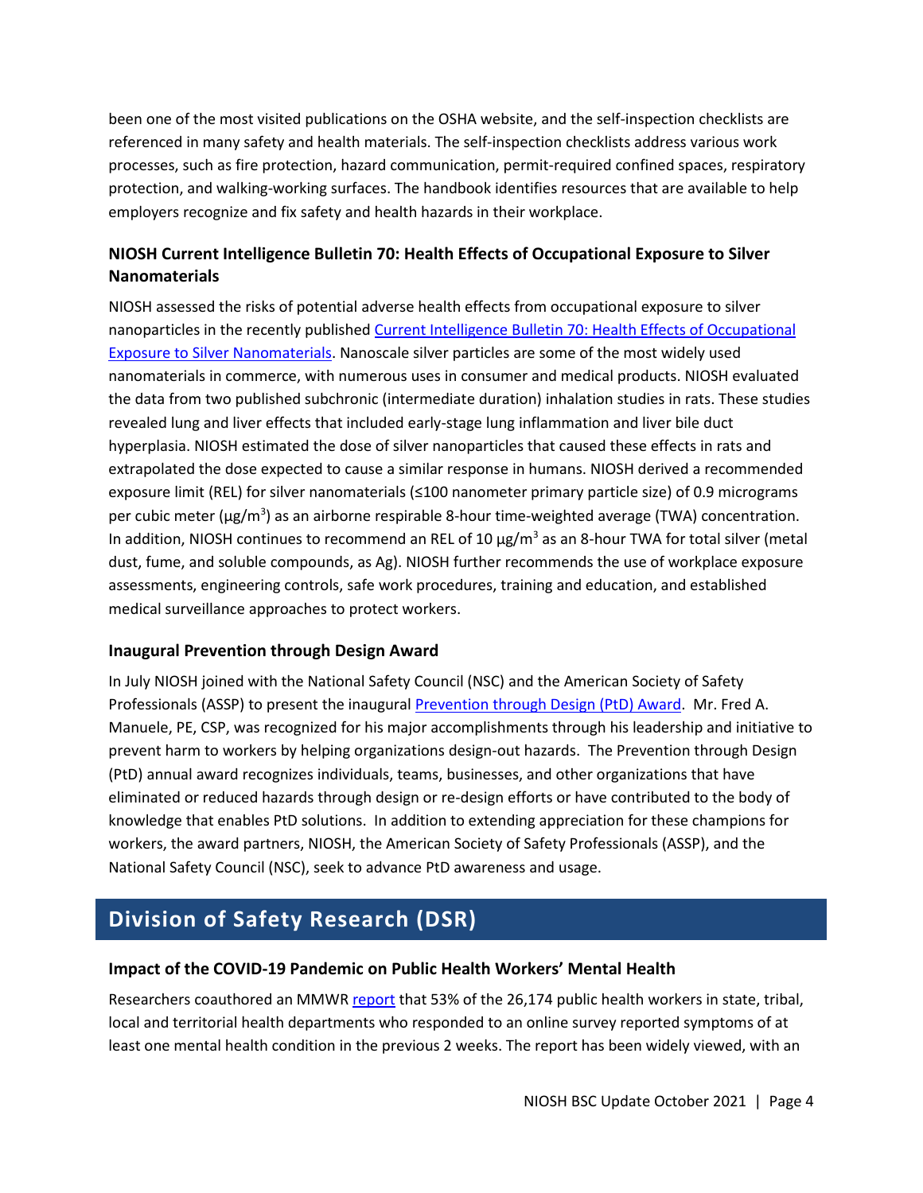been one of the most visited publications on the OSHA website, and the self-inspection checklists are referenced in many safety and health materials. The self-inspection checklists address various work processes, such as fire protection, hazard communication, permit-required confined spaces, respiratory protection, and walking-working surfaces. The handbook identifies resources that are available to help employers recognize and fix safety and health hazards in their workplace.

### NIOSH Current Intelligence Bulletin 70: Health Effects of Occupational Exposure to Silver Nanomaterials

NIOSH assessed the risks of potential adverse health effects from occupational exposure to silver nanoparticles in the recently published Current Intelligence Bulletin 70: Health Effects of Occupational Exposure to Silver Nanomaterials. Nanoscale silver particles are some of the most widely used nanomaterials in commerce, with numerous uses in consumer and medical products. NIOSH evaluated the data from two published subchronic (intermediate duration) inhalation studies in rats. These studies revealed lung and liver effects that included early-stage lung inflammation and liver bile duct hyperplasia. NIOSH estimated the dose of silver nanoparticles that caused these effects in rats and extrapolated the dose expected to cause a similar response in humans. NIOSH derived a recommended exposure limit (REL) for silver nanomaterials (≤100 nanometer primary particle size) of 0.9 micrograms per cubic meter ($\mu g/m^3$) as an airborne respirable 8-hour time-weighted average (TWA) concentration. In addition, NIOSH continues to recommend an REL of 10 $\mu g/m^3$ as an 8-hour TWA for total silver (metal dust, fume, and soluble compounds, as Ag). NIOSH further recommends the use of workplace exposure assessments, engineering controls, safe work procedures, training and education, and established medical surveillance approaches to protect workers.

### Inaugural Prevention through Design Award

In July NIOSH joined with the National Safety Council (NSC) and the American Society of Safety Professionals (ASSP) to present the inaugural Prevention through Design (PtD) Award. Mr. Fred A. Manuele, PE, CSP, was recognized for his major accomplishments through his leadership and initiative to prevent harm to workers by helping organizations design-out hazards. The Prevention through Design (PtD) annual award recognizes individuals, teams, businesses, and other organizations that have eliminated or reduced hazards through design or re-design efforts or have contributed to the body of knowledge that enables PtD solutions. In addition to extending appreciation for these champions for workers, the award partners, NIOSH, the American Society of Safety Professionals (ASSP), and the National Safety Council (NSC), seek to advance PtD awareness and usage.

## Division of Safety Research (DSR)

### Impact of the COVID-19 Pandemic on Public Health Workers' Mental Health

Researchers coauthored an MMWR report that 53% of the 26,174 public health workers in state, tribal, local and territorial health departments who responded to an online survey reported symptoms of at least one mental health condition in the previous 2 weeks. The report has been widely viewed, with an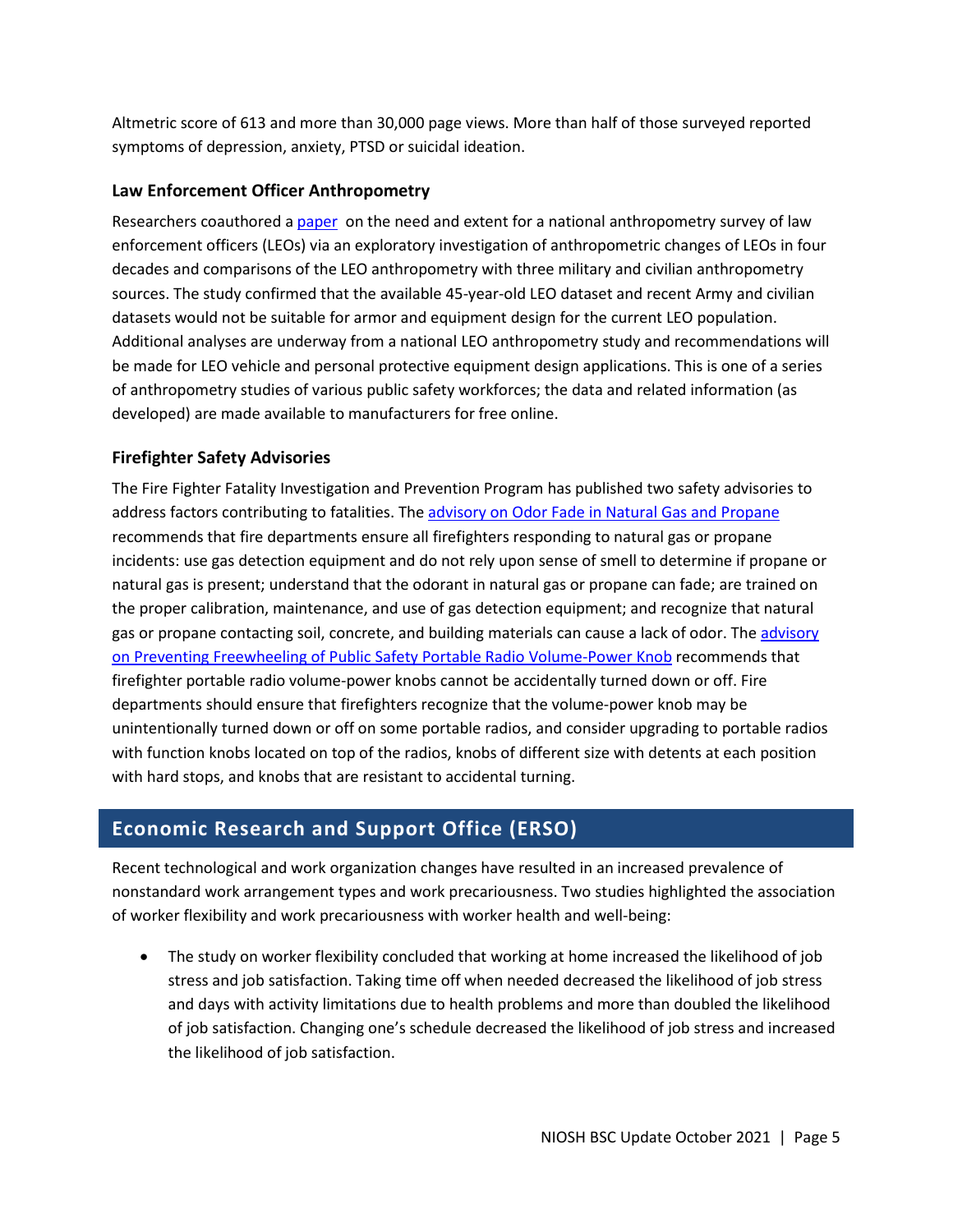Altmetric score of 613 and more than 30,000 page views. More than half of those surveyed reported symptoms of depression, anxiety, PTSD or suicidal ideation.

### Law Enforcement Officer Anthropometry

Researchers coauthored a paper on the need and extent for a national anthropometry survey of law enforcement officers (LEOs) via an exploratory investigation of anthropometric changes of LEOs in four decades and comparisons of the LEO anthropometry with three military and civilian anthropometry sources. The study confirmed that the available 45-year-old LEO dataset and recent Army and civilian datasets would not be suitable for armor and equipment design for the current LEO population. Additional analyses are underway from a national LEO anthropometry study and recommendations will be made for LEO vehicle and personal protective equipment design applications. This is one of a series of anthropometry studies of various public safety workforces; the data and related information (as developed) are made available to manufacturers for free online.

### Firefighter Safety Advisories

The Fire Fighter Fatality Investigation and Prevention Program has published two safety advisories to address factors contributing to fatalities. The advisory on Odor Fade in Natural Gas and Propane recommends that fire departments ensure all firefighters responding to natural gas or propane incidents: use gas detection equipment and do not rely upon sense of smell to determine if propane or natural gas is present; understand that the odorant in natural gas or propane can fade; are trained on the proper calibration, maintenance, and use of gas detection equipment; and recognize that natural gas or propane contacting soil, concrete, and building materials can cause a lack of odor. The advisory on Preventing Freewheeling of Public Safety Portable Radio Volume-Power Knob recommends that firefighter portable radio volume-power knobs cannot be accidentally turned down or off. Fire departments should ensure that firefighters recognize that the volume-power knob may be unintentionally turned down or off on some portable radios, and consider upgrading to portable radios with function knobs located on top of the radios, knobs of different size with detents at each position with hard stops, and knobs that are resistant to accidental turning.

## Economic Research and Support Office (ERSO)

Recent technological and work organization changes have resulted in an increased prevalence of nonstandard work arrangement types and work precariousness. Two studies highlighted the association of worker flexibility and work precariousness with worker health and well-being:

- The study on worker flexibility concluded that working at home increased the likelihood of job stress and job satisfaction. Taking time off when needed decreased the likelihood of job stress and days with activity limitations due to health problems and more than doubled the likelihood of job satisfaction. Changing one's schedule decreased the likelihood of job stress and increased the likelihood of job satisfaction.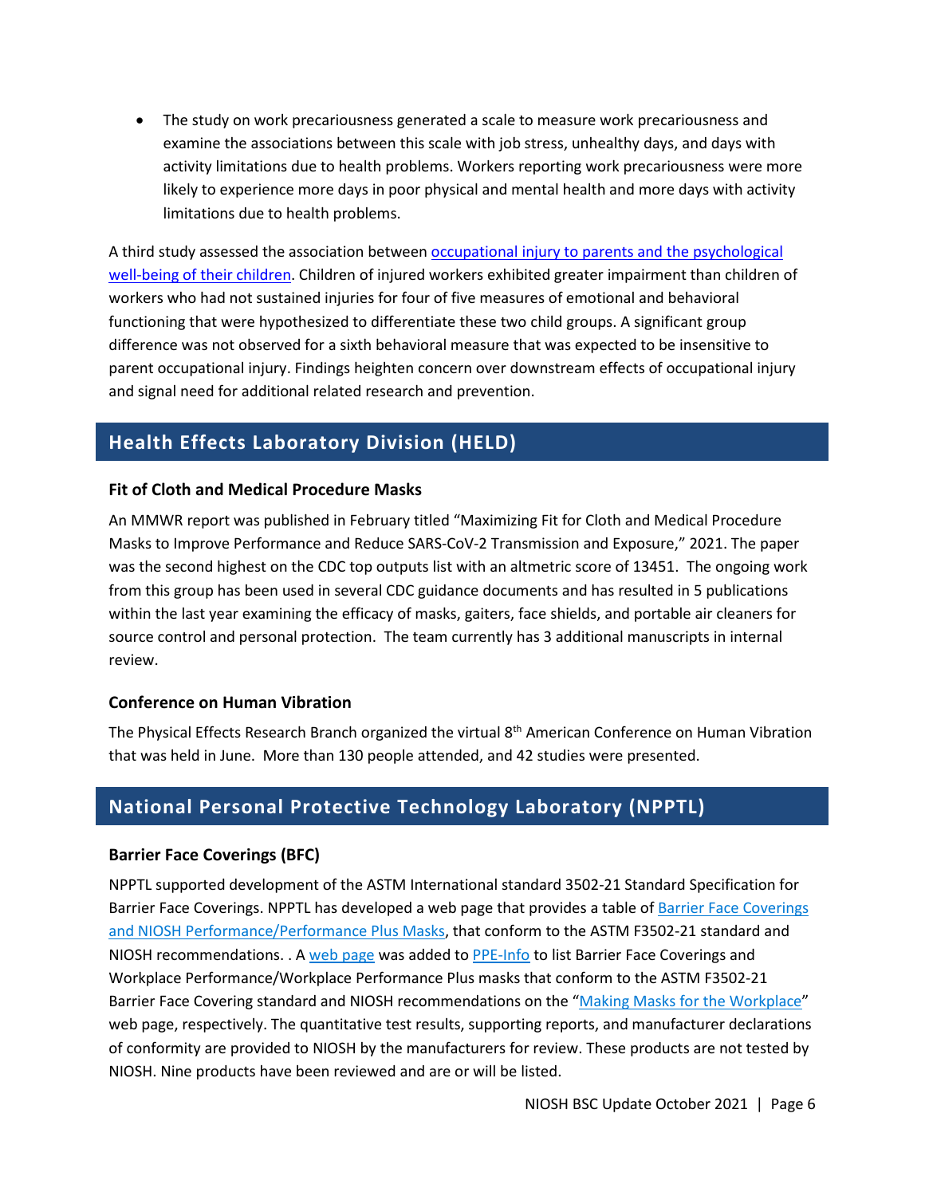- The study on work precariousness generated a scale to measure work precariousness and examine the associations between this scale with job stress, unhealthy days, and days with activity limitations due to health problems. Workers reporting work precariousness were more likely to experience more days in poor physical and mental health and more days with activity limitations due to health problems.

A third study assessed the association between occupational injury to parents and the psychological well-being of their children. Children of injured workers exhibited greater impairment than children of workers who had not sustained injuries for four of five measures of emotional and behavioral functioning that were hypothesized to differentiate these two child groups. A significant group difference was not observed for a sixth behavioral measure that was expected to be insensitive to parent occupational injury. Findings heighten concern over downstream effects of occupational injury and signal need for additional related research and prevention.

## Health Effects Laboratory Division (HELD)

### Fit of Cloth and Medical Procedure Masks

An MMWR report was published in February titled "Maximizing Fit for Cloth and Medical Procedure Masks to Improve Performance and Reduce SARS-CoV-2 Transmission and Exposure," 2021. The paper was the second highest on the CDC top outputs list with an altmetric score of 13451. The ongoing work from this group has been used in several CDC guidance documents and has resulted in 5 publications within the last year examining the efficacy of masks, gaiters, face shields, and portable air cleaners for source control and personal protection. The team currently has 3 additional manuscripts in internal review.

### Conference on Human Vibration

The Physical Effects Research Branch organized the virtual 8th American Conference on Human Vibration that was held in June. More than 130 people attended, and 42 studies were presented.

## National Personal Protective Technology Laboratory (NPPTL)

### Barrier Face Coverings (BFC)

NPPTL supported development of the ASTM International standard 3502-21 Standard Specification for Barrier Face Coverings. NPPTL has developed a web page that provides a table of Barrier Face Coverings and NIOSH Performance/Performance Plus Masks, that conform to the ASTM F3502-21 standard and NIOSH recommendations. . A web page was added to PPE-Info to list Barrier Face Coverings and Workplace Performance/Workplace Performance Plus masks that conform to the ASTM F3502-21 Barrier Face Covering standard and NIOSH recommendations on the "Making Masks for the Workplace" web page, respectively. The quantitative test results, supporting reports, and manufacturer declarations of conformity are provided to NIOSH by the manufacturers for review. These products are not tested by NIOSH. Nine products have been reviewed and are or will be listed.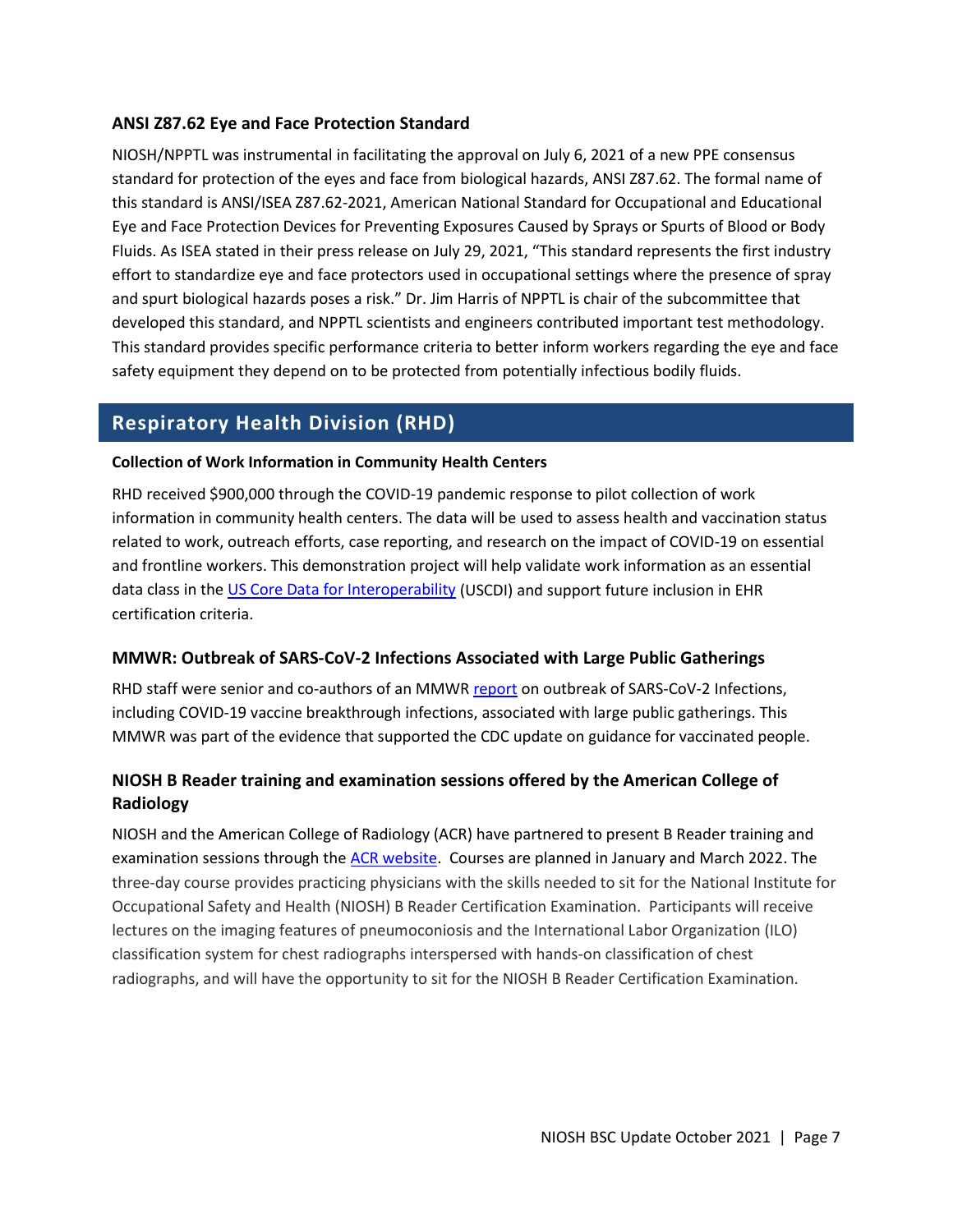### ANSI Z87.62 Eye and Face Protection Standard

NIOSH/NPPTL was instrumental in facilitating the approval on July 6, 2021 of a new PPE consensus standard for protection of the eyes and face from biological hazards, ANSI Z87.62. The formal name of this standard is ANSI/ISEA Z87.62-2021, American National Standard for Occupational and Educational Eye and Face Protection Devices for Preventing Exposures Caused by Sprays or Spurts of Blood or Body Fluids. As ISEA stated in their press release on July 29, 2021, "This standard represents the first industry effort to standardize eye and face protectors used in occupational settings where the presence of spray and spurt biological hazards poses a risk." Dr. Jim Harris of NPPTL is chair of the subcommittee that developed this standard, and NPPTL scientists and engineers contributed important test methodology. This standard provides specific performance criteria to better inform workers regarding the eye and face safety equipment they depend on to be protected from potentially infectious bodily fluids.

## Respiratory Health Division (RHD)

#### Collection of Work Information in Community Health Centers

RHD received $900,000 through the COVID-19 pandemic response to pilot collection of work information in community health centers. The data will be used to assess health and vaccination status related to work, outreach efforts, case reporting, and research on the impact of COVID-19 on essential and frontline workers. This demonstration project will help validate work information as an essential data class in the US Core Data for Interoperability (USCDI) and support future inclusion in EHR certification criteria.

### MMWR: Outbreak of SARS-CoV-2 Infections Associated with Large Public Gatherings

RHD staff were senior and co-authors of an MMWR report on outbreak of SARS-CoV-2 Infections, including COVID-19 vaccine breakthrough infections, associated with large public gatherings. This MMWR was part of the evidence that supported the CDC update on guidance for vaccinated people.

### NIOSH B Reader training and examination sessions offered by the American College of Radiology

NIOSH and the American College of Radiology (ACR) have partnered to present B Reader training and examination sessions through the ACR website. Courses are planned in January and March 2022. The three-day course provides practicing physicians with the skills needed to sit for the National Institute for Occupational Safety and Health (NIOSH) B Reader Certification Examination. Participants will receive lectures on the imaging features of pneumoconiosis and the International Labor Organization (ILO) classification system for chest radiographs interspersed with hands-on classification of chest radiographs, and will have the opportunity to sit for the NIOSH B Reader Certification Examination.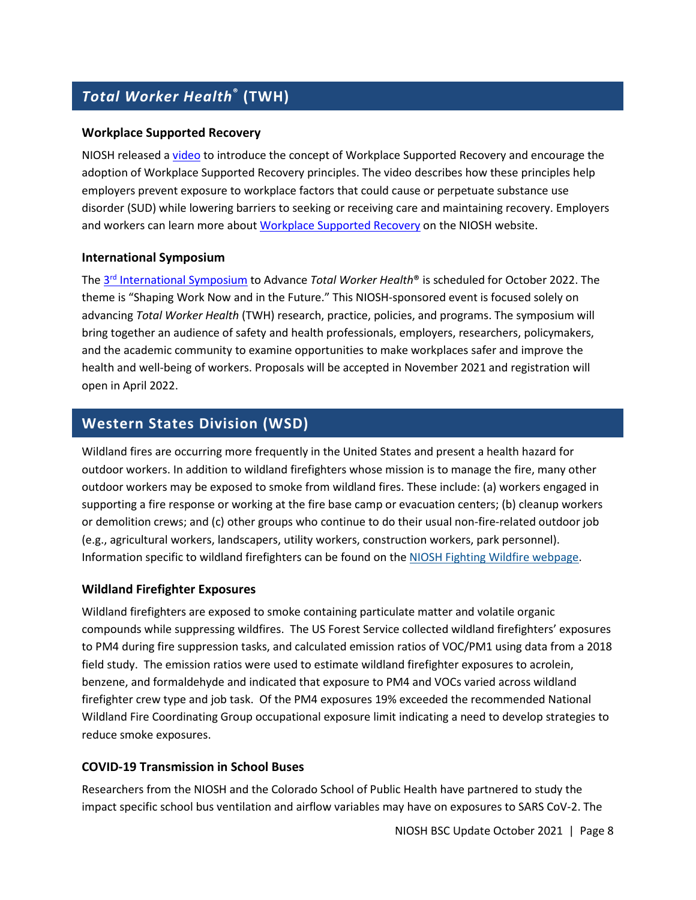## *Total Worker Health*® (TWH)

### Workplace Supported Recovery

NIOSH released a video to introduce the concept of Workplace Supported Recovery and encourage the adoption of Workplace Supported Recovery principles. The video describes how these principles help employers prevent exposure to workplace factors that could cause or perpetuate substance use disorder (SUD) while lowering barriers to seeking or receiving care and maintaining recovery. Employers and workers can learn more about Workplace Supported Recovery on the NIOSH website.

### International Symposium

The 3rd International Symposium to Advance *Total Worker Health*® is scheduled for October 2022. The theme is "Shaping Work Now and in the Future." This NIOSH-sponsored event is focused solely on advancing *Total Worker Health* (TWH) research, practice, policies, and programs. The symposium will bring together an audience of safety and health professionals, employers, researchers, policymakers, and the academic community to examine opportunities to make workplaces safer and improve the health and well-being of workers. Proposals will be accepted in November 2021 and registration will open in April 2022.

## Western States Division (WSD)

Wildland fires are occurring more frequently in the United States and present a health hazard for outdoor workers. In addition to wildland firefighters whose mission is to manage the fire, many other outdoor workers may be exposed to smoke from wildland fires. These include: (a) workers engaged in supporting a fire response or working at the fire base camp or evacuation centers; (b) cleanup workers or demolition crews; and (c) other groups who continue to do their usual non-fire-related outdoor job (e.g., agricultural workers, landscapers, utility workers, construction workers, park personnel). Information specific to wildland firefighters can be found on the NIOSH Fighting Wildfire webpage.

### Wildland Firefighter Exposures

Wildland firefighters are exposed to smoke containing particulate matter and volatile organic compounds while suppressing wildfires. The US Forest Service collected wildland firefighters' exposures to PM4 during fire suppression tasks, and calculated emission ratios of VOC/PM1 using data from a 2018 field study. The emission ratios were used to estimate wildland firefighter exposures to acrolein, benzene, and formaldehyde and indicated that exposure to PM4 and VOCs varied across wildland firefighter crew type and job task. Of the PM4 exposures 19% exceeded the recommended National Wildland Fire Coordinating Group occupational exposure limit indicating a need to develop strategies to reduce smoke exposures.

### COVID-19 Transmission in School Buses

Researchers from the NIOSH and the Colorado School of Public Health have partnered to study the impact specific school bus ventilation and airflow variables may have on exposures to SARS CoV-2. The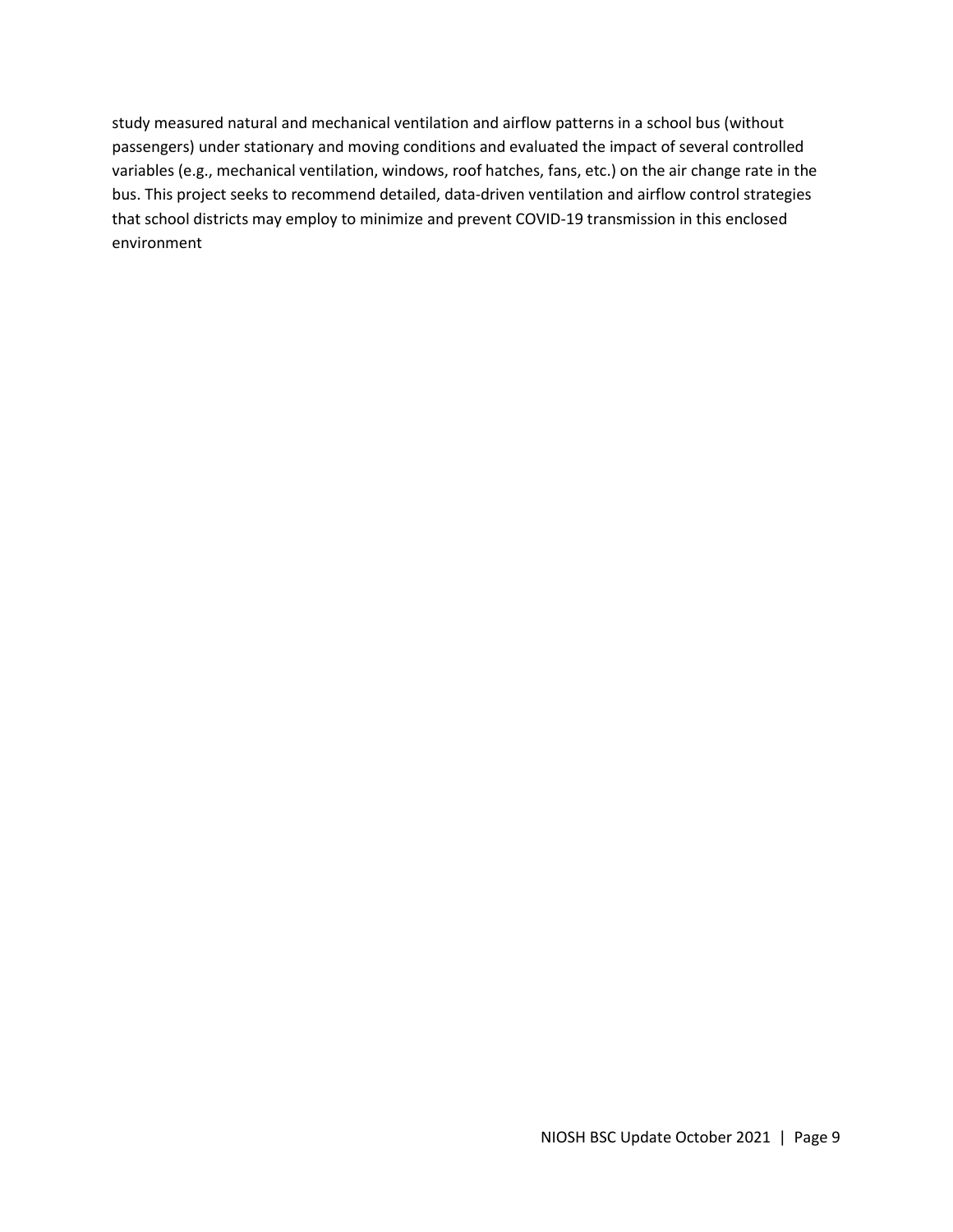study measured natural and mechanical ventilation and airflow patterns in a school bus (without passengers) under stationary and moving conditions and evaluated the impact of several controlled variables (e.g., mechanical ventilation, windows, roof hatches, fans, etc.) on the air change rate in the bus. This project seeks to recommend detailed, data-driven ventilation and airflow control strategies that school districts may employ to minimize and prevent COVID-19 transmission in this enclosed environment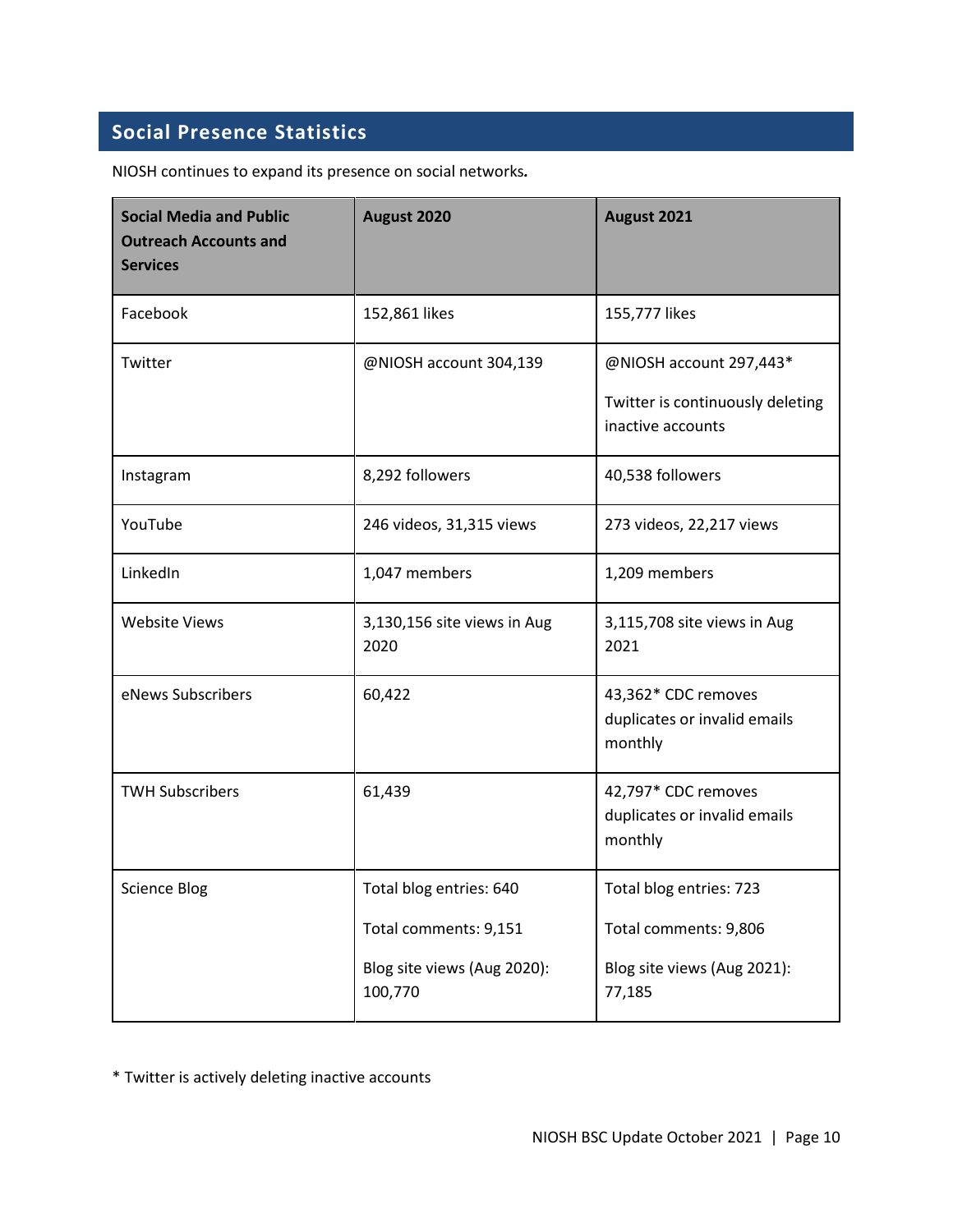## Social Presence Statistics

NIOSH continues to expand its presence on social networks.

| Social Media and Public Outreach Accounts and Services | August 2020 | August 2021 |
|---|---|---|
| Facebook | 152,861 likes | 155,777 likes |
| Twitter | @NIOSH account 304,139 | @NIOSH account 297,443* Twitter is continuously deleting inactive accounts |
| Instagram | 8,292 followers | 40,538 followers |
| YouTube | 246 videos, 31,315 views | 273 videos, 22,217 views |
| LinkedIn | 1,047 members | 1,209 members |
| Website Views | 3,130,156 site views in Aug 2020 | 3,115,708 site views in Aug 2021 |
| eNews Subscribers | 60,422 | 43,362* CDC removes duplicates or invalid emails monthly |
| TWH Subscribers | 61,439 | 42,797* CDC removes duplicates or invalid emails monthly |
| Science Blog | Total blog entries: 640<br>Total comments: 9,151<br>Blog site views (Aug 2020): 100,770 | Total blog entries: 723<br>Total comments: 9,806<br>Blog site views (Aug 2021): 77,185 |

* Twitter is actively deleting inactive accounts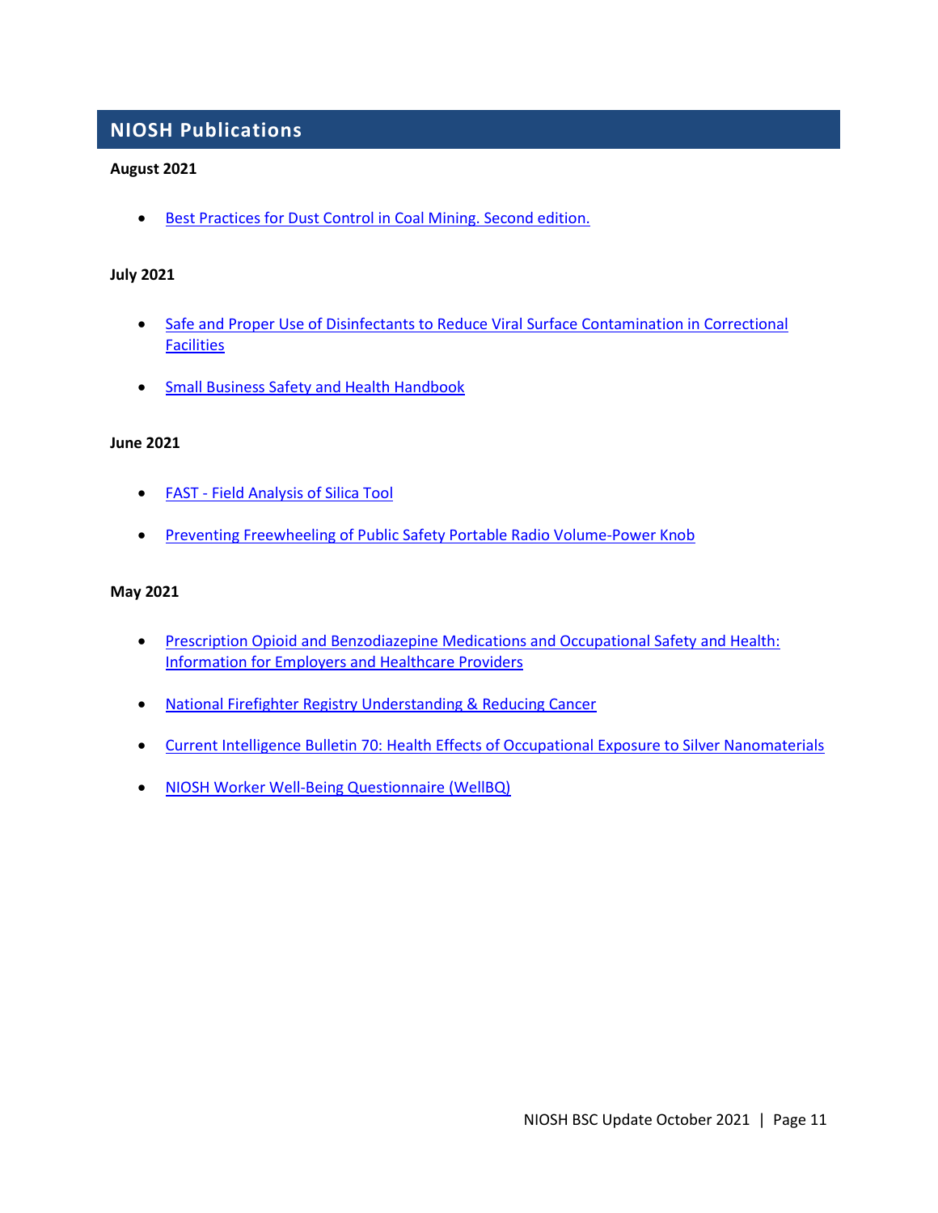## NIOSH Publications

**August 2021**

- Best Practices for Dust Control in Coal Mining. Second edition.

**July 2021**

- Safe and Proper Use of Disinfectants to Reduce Viral Surface Contamination in Correctional Facilities
- Small Business Safety and Health Handbook

**June 2021**

- FAST - Field Analysis of Silica Tool
- Preventing Freewheeling of Public Safety Portable Radio Volume-Power Knob

**May 2021**

- Prescription Opioid and Benzodiazepine Medications and Occupational Safety and Health: Information for Employers and Healthcare Providers
- National Firefighter Registry Understanding & Reducing Cancer
- Current Intelligence Bulletin 70: Health Effects of Occupational Exposure to Silver Nanomaterials
- NIOSH Worker Well-Being Questionnaire (WellBQ)